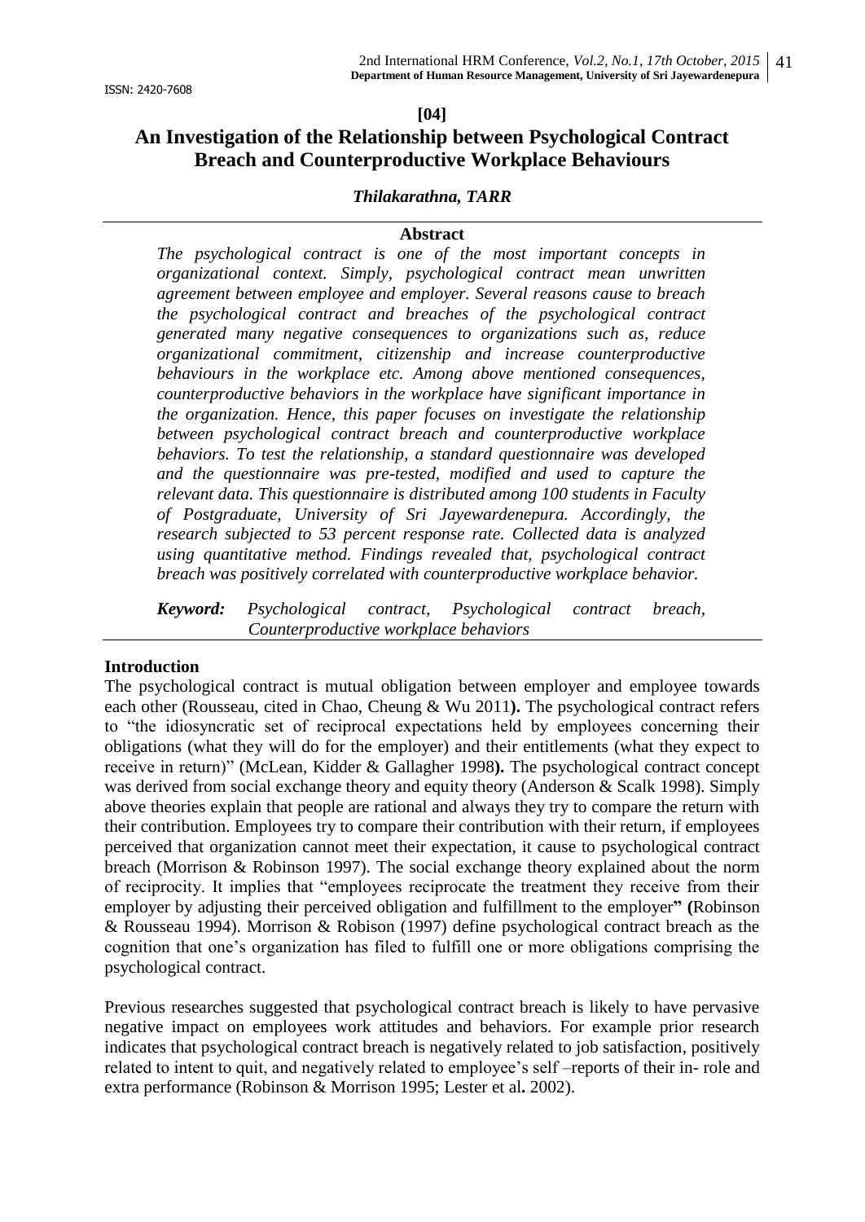ISSN: 2420-7608

**[04]**

# An Investigation of the Relationship between Psychological Contract Breach and Counterproductive Workplace Behaviours

***Thilakarathna, TARR***

## Abstract

*The psychological contract is one of the most important concepts in organizational context. Simply, psychological contract mean unwritten agreement between employee and employer. Several reasons cause to breach the psychological contract and breaches of the psychological contract generated many negative consequences to organizations such as, reduce organizational commitment, citizenship and increase counterproductive behaviours in the workplace etc. Among above mentioned consequences, counterproductive behaviors in the workplace have significant importance in the organization. Hence, this paper focuses on investigate the relationship between psychological contract breach and counterproductive workplace behaviors. To test the relationship, a standard questionnaire was developed and the questionnaire was pre-tested, modified and used to capture the relevant data. This questionnaire is distributed among 100 students in Faculty of Postgraduate, University of Sri Jayewardenepura. Accordingly, the research subjected to 53 percent response rate. Collected data is analyzed using quantitative method. Findings revealed that, psychological contract breach was positively correlated with counterproductive workplace behavior.*

***Keyword:*** *Psychological contract, Psychological contract breach, Counterproductive workplace behaviors*

## Introduction

The psychological contract is mutual obligation between employer and employee towards each other (Rousseau, cited in Chao, Cheung & Wu 2011**).** The psychological contract refers to "the idiosyncratic set of reciprocal expectations held by employees concerning their obligations (what they will do for the employer) and their entitlements (what they expect to receive in return)" (McLean, Kidder & Gallagher 1998**).** The psychological contract concept was derived from social exchange theory and equity theory (Anderson & Scalk 1998). Simply above theories explain that people are rational and always they try to compare the return with their contribution. Employees try to compare their contribution with their return, if employees perceived that organization cannot meet their expectation, it cause to psychological contract breach (Morrison & Robinson 1997). The social exchange theory explained about the norm of reciprocity. It implies that "employees reciprocate the treatment they receive from their employer by adjusting their perceived obligation and fulfillment to the employer**" (**Robinson & Rousseau 1994). Morrison & Robison (1997) define psychological contract breach as the cognition that one's organization has filed to fulfill one or more obligations comprising the psychological contract.

Previous researches suggested that psychological contract breach is likely to have pervasive negative impact on employees work attitudes and behaviors. For example prior research indicates that psychological contract breach is negatively related to job satisfaction, positively related to intent to quit, and negatively related to employee's self –reports of their in- role and extra performance (Robinson & Morrison 1995; Lester et al**.** 2002).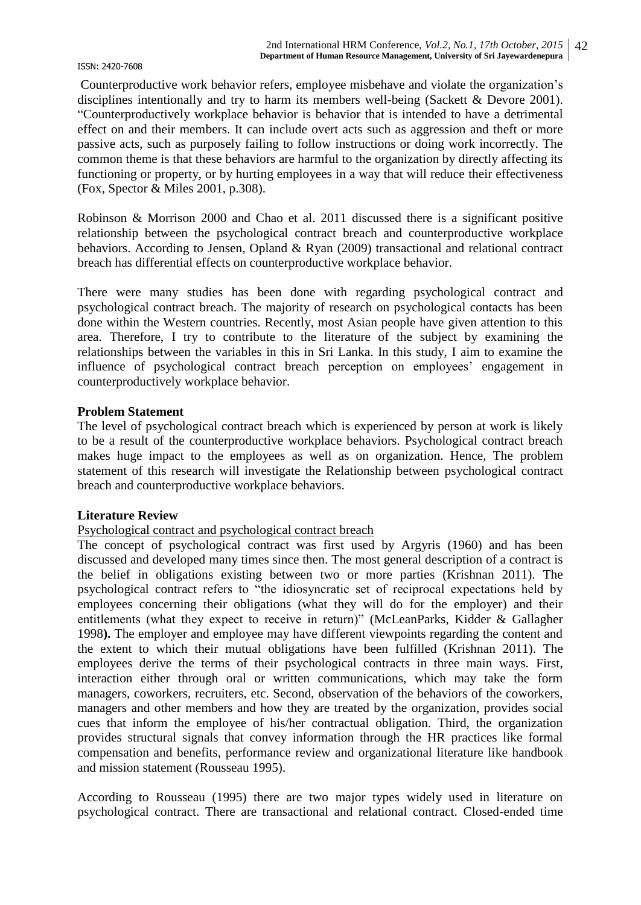Counterproductive work behavior refers, employee misbehave and violate the organization's disciplines intentionally and try to harm its members well-being (Sackett & Devore 2001). "Counterproductively workplace behavior is behavior that is intended to have a detrimental effect on and their members. It can include overt acts such as aggression and theft or more passive acts, such as purposely failing to follow instructions or doing work incorrectly. The common theme is that these behaviors are harmful to the organization by directly affecting its functioning or property, or by hurting employees in a way that will reduce their effectiveness (Fox, Spector & Miles 2001, p.308).

Robinson & Morrison 2000 and Chao et al. 2011 discussed there is a significant positive relationship between the psychological contract breach and counterproductive workplace behaviors. According to Jensen, Opland & Ryan (2009) transactional and relational contract breach has differential effects on counterproductive workplace behavior.

There were many studies has been done with regarding psychological contract and psychological contract breach. The majority of research on psychological contacts has been done within the Western countries. Recently, most Asian people have given attention to this area. Therefore, I try to contribute to the literature of the subject by examining the relationships between the variables in this in Sri Lanka. In this study, I aim to examine the influence of psychological contract breach perception on employees' engagement in counterproductively workplace behavior.

**Problem Statement**

The level of psychological contract breach which is experienced by person at work is likely to be a result of the counterproductive workplace behaviors. Psychological contract breach makes huge impact to the employees as well as on organization. Hence, The problem statement of this research will investigate the Relationship between psychological contract breach and counterproductive workplace behaviors.

**Literature Review**

Psychological contract and psychological contract breach

The concept of psychological contract was first used by Argyris (1960) and has been discussed and developed many times since then. The most general description of a contract is the belief in obligations existing between two or more parties (Krishnan 2011). The psychological contract refers to "the idiosyncratic set of reciprocal expectations held by employees concerning their obligations (what they will do for the employer) and their entitlements (what they expect to receive in return)" (McLeanParks, Kidder & Gallagher 1998**).** The employer and employee may have different viewpoints regarding the content and the extent to which their mutual obligations have been fulfilled (Krishnan 2011). The employees derive the terms of their psychological contracts in three main ways. First, interaction either through oral or written communications, which may take the form managers, coworkers, recruiters, etc. Second, observation of the behaviors of the coworkers, managers and other members and how they are treated by the organization, provides social cues that inform the employee of his/her contractual obligation. Third, the organization provides structural signals that convey information through the HR practices like formal compensation and benefits, performance review and organizational literature like handbook and mission statement (Rousseau 1995).

According to Rousseau (1995) there are two major types widely used in literature on psychological contract. There are transactional and relational contract. Closed-ended time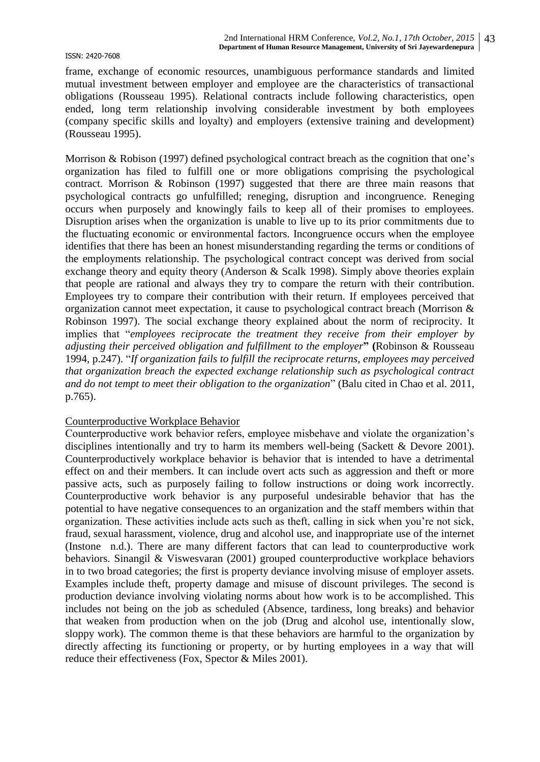frame, exchange of economic resources, unambiguous performance standards and limited mutual investment between employer and employee are the characteristics of transactional obligations (Rousseau 1995). Relational contracts include following characteristics, open ended, long term relationship involving considerable investment by both employees (company specific skills and loyalty) and employers (extensive training and development) (Rousseau 1995).

Morrison & Robison (1997) defined psychological contract breach as the cognition that one's organization has filed to fulfill one or more obligations comprising the psychological contract. Morrison & Robinson (1997) suggested that there are three main reasons that psychological contracts go unfulfilled; reneging, disruption and incongruence. Reneging occurs when purposely and knowingly fails to keep all of their promises to employees. Disruption arises when the organization is unable to live up to its prior commitments due to the fluctuating economic or environmental factors. Incongruence occurs when the employee identifies that there has been an honest misunderstanding regarding the terms or conditions of the employments relationship. The psychological contract concept was derived from social exchange theory and equity theory (Anderson & Scalk 1998). Simply above theories explain that people are rational and always they try to compare the return with their contribution. Employees try to compare their contribution with their return. If employees perceived that organization cannot meet expectation, it cause to psychological contract breach (Morrison & Robinson 1997). The social exchange theory explained about the norm of reciprocity. It implies that "*employees reciprocate the treatment they receive from their employer by adjusting their perceived obligation and fulfillment to the employer*" (Robinson & Rousseau 1994, p.247). "*If organization fails to fulfill the reciprocate returns, employees may perceived that organization breach the expected exchange relationship such as psychological contract and do not tempt to meet their obligation to the organization*" (Balu cited in Chao et al. 2011, p.765).

Counterproductive Workplace Behavior

Counterproductive work behavior refers, employee misbehave and violate the organization's disciplines intentionally and try to harm its members well-being (Sackett & Devore 2001). Counterproductively workplace behavior is behavior that is intended to have a detrimental effect on and their members. It can include overt acts such as aggression and theft or more passive acts, such as purposely failing to follow instructions or doing work incorrectly. Counterproductive work behavior is any purposeful undesirable behavior that has the potential to have negative consequences to an organization and the staff members within that organization. These activities include acts such as theft, calling in sick when you're not sick, fraud, sexual harassment, violence, drug and alcohol use, and inappropriate use of the internet (Instone n.d.). There are many different factors that can lead to counterproductive work behaviors. Sinangil & Viswesvaran (2001) grouped counterproductive workplace behaviors in to two broad categories; the first is property deviance involving misuse of employer assets. Examples include theft, property damage and misuse of discount privileges. The second is production deviance involving violating norms about how work is to be accomplished. This includes not being on the job as scheduled (Absence, tardiness, long breaks) and behavior that weaken from production when on the job (Drug and alcohol use, intentionally slow, sloppy work). The common theme is that these behaviors are harmful to the organization by directly affecting its functioning or property, or by hurting employees in a way that will reduce their effectiveness (Fox, Spector & Miles 2001).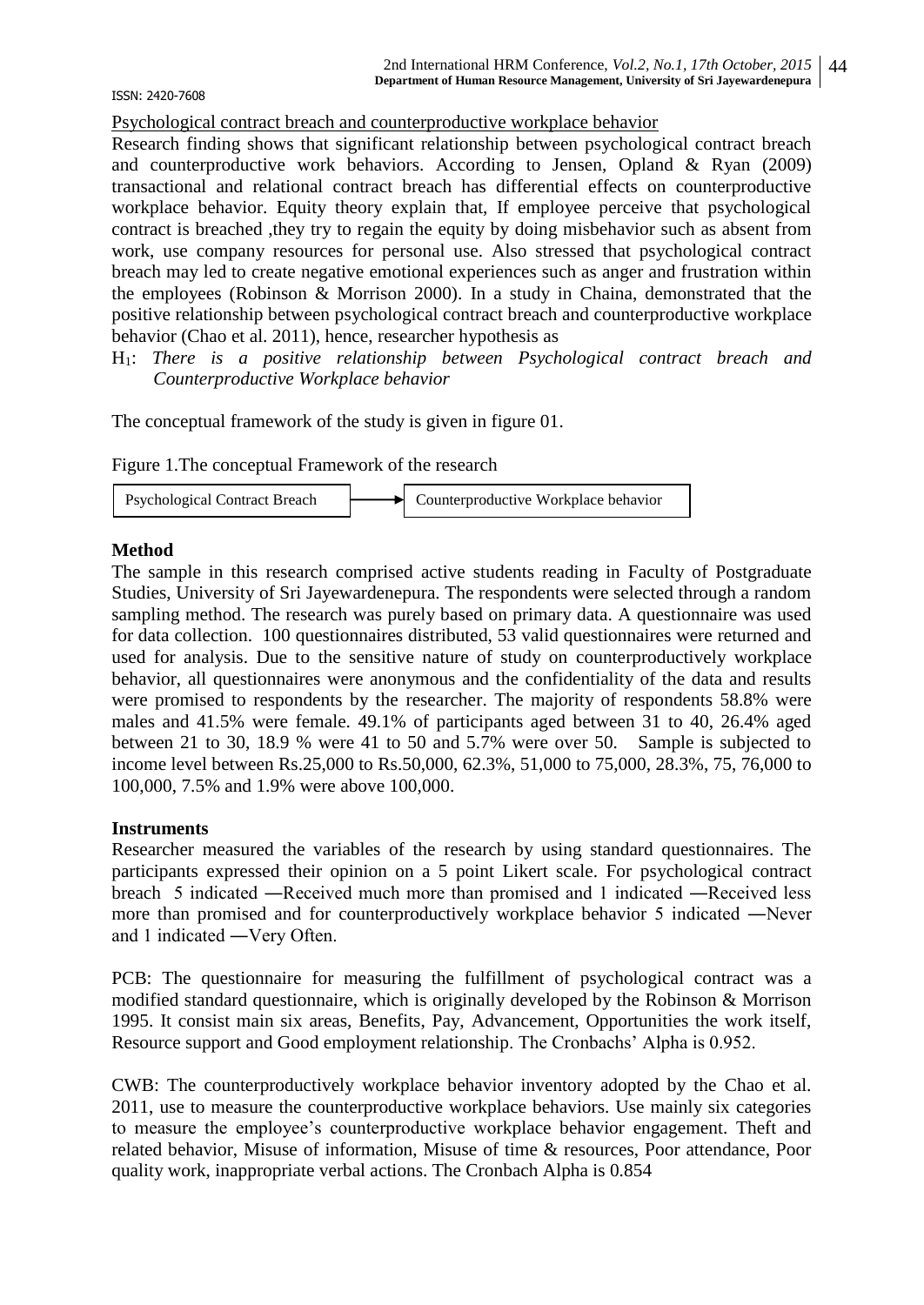Psychological contract breach and counterproductive workplace behavior

Research finding shows that significant relationship between psychological contract breach and counterproductive work behaviors. According to Jensen, Opland & Ryan (2009) transactional and relational contract breach has differential effects on counterproductive workplace behavior. Equity theory explain that, If employee perceive that psychological contract is breached ,they try to regain the equity by doing misbehavior such as absent from work, use company resources for personal use. Also stressed that psychological contract breach may led to create negative emotional experiences such as anger and frustration within the employees (Robinson & Morrison 2000). In a study in Chaina, demonstrated that the positive relationship between psychological contract breach and counterproductive workplace behavior (Chao et al. 2011), hence, researcher hypothesis as

$H_1$: *There is a positive relationship between Psychological contract breach and Counterproductive Workplace behavior*

The conceptual framework of the study is given in figure 01.

Figure 1.The conceptual Framework of the research

Psychological Contract Breach → Counterproductive Workplace behavior

**Method**

The sample in this research comprised active students reading in Faculty of Postgraduate Studies, University of Sri Jayewardenepura. The respondents were selected through a random sampling method. The research was purely based on primary data. A questionnaire was used for data collection. 100 questionnaires distributed, 53 valid questionnaires were returned and used for analysis. Due to the sensitive nature of study on counterproductively workplace behavior, all questionnaires were anonymous and the confidentiality of the data and results were promised to respondents by the researcher. The majority of respondents 58.8% were males and 41.5% were female. 49.1% of participants aged between 31 to 40, 26.4% aged between 21 to 30, 18.9 % were 41 to 50 and 5.7% were over 50. Sample is subjected to income level between Rs.25,000 to Rs.50,000, 62.3%, 51,000 to 75,000, 28.3%, 75, 76,000 to 100,000, 7.5% and 1.9% were above 100,000.

**Instruments**

Researcher measured the variables of the research by using standard questionnaires. The participants expressed their opinion on a 5 point Likert scale. For psychological contract breach 5 indicated ―Received much more than promised and 1 indicated ―Received less more than promised and for counterproductively workplace behavior 5 indicated ―Never and 1 indicated ―Very Often.

PCB: The questionnaire for measuring the fulfillment of psychological contract was a modified standard questionnaire, which is originally developed by the Robinson & Morrison 1995. It consist main six areas, Benefits, Pay, Advancement, Opportunities the work itself, Resource support and Good employment relationship. The Cronbachs' Alpha is 0.952.

CWB: The counterproductively workplace behavior inventory adopted by the Chao et al. 2011, use to measure the counterproductive workplace behaviors. Use mainly six categories to measure the employee's counterproductive workplace behavior engagement. Theft and related behavior, Misuse of information, Misuse of time & resources, Poor attendance, Poor quality work, inappropriate verbal actions. The Cronbach Alpha is 0.854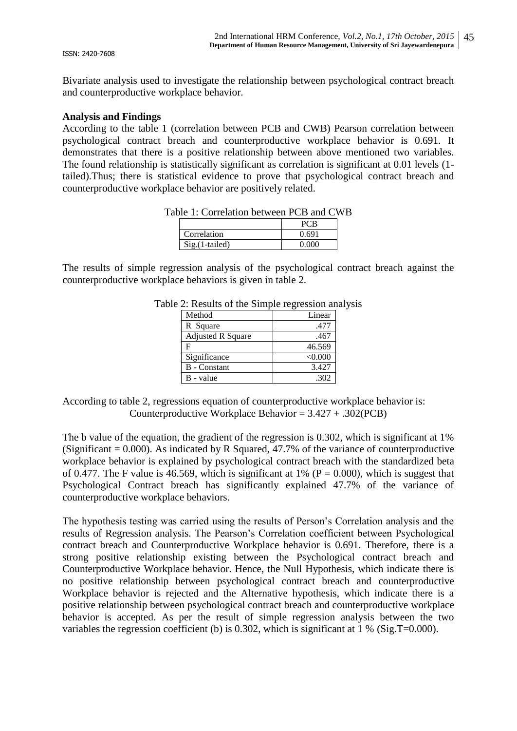Bivariate analysis used to investigate the relationship between psychological contract breach and counterproductive workplace behavior.

**Analysis and Findings**

According to the table 1 (correlation between PCB and CWB) Pearson correlation between psychological contract breach and counterproductive workplace behavior is 0.691. It demonstrates that there is a positive relationship between above mentioned two variables. The found relationship is statistically significant as correlation is significant at 0.01 levels (1-tailed).Thus; there is statistical evidence to prove that psychological contract breach and counterproductive workplace behavior are positively related.

Table 1: Correlation between PCB and CWB

| | PCB |
|---|---|
| Correlation | 0.691 |
| Sig.(1-tailed) | 0.000 |

The results of simple regression analysis of the psychological contract breach against the counterproductive workplace behaviors is given in table 2.

Table 2: Results of the Simple regression analysis

| Method | Linear |
|---|---|
| R Square | .477 |
| Adjusted R Square | .467 |
| F | 46.569 |
| Significance | <0.000 |
| B - Constant | 3.427 |
| B - value | .302 |

According to table 2, regressions equation of counterproductive workplace behavior is:

Counterproductive Workplace Behavior = 3.427 + .302(PCB)

The b value of the equation, the gradient of the regression is 0.302, which is significant at 1% (Significant = 0.000). As indicated by R Squared, 47.7% of the variance of counterproductive workplace behavior is explained by psychological contract breach with the standardized beta of 0.477. The F value is 46.569, which is significant at 1% ($P = 0.000$), which is suggest that Psychological Contract breach has significantly explained 47.7% of the variance of counterproductive workplace behaviors.

The hypothesis testing was carried using the results of Person's Correlation analysis and the results of Regression analysis. The Pearson's Correlation coefficient between Psychological contract breach and Counterproductive Workplace behavior is 0.691. Therefore, there is a strong positive relationship existing between the Psychological contract breach and Counterproductive Workplace behavior. Hence, the Null Hypothesis, which indicate there is no positive relationship between psychological contract breach and counterproductive Workplace behavior is rejected and the Alternative hypothesis, which indicate there is a positive relationship between psychological contract breach and counterproductive workplace behavior is accepted. As per the result of simple regression analysis between the two variables the regression coefficient (b) is 0.302, which is significant at 1 % (Sig.T=0.000).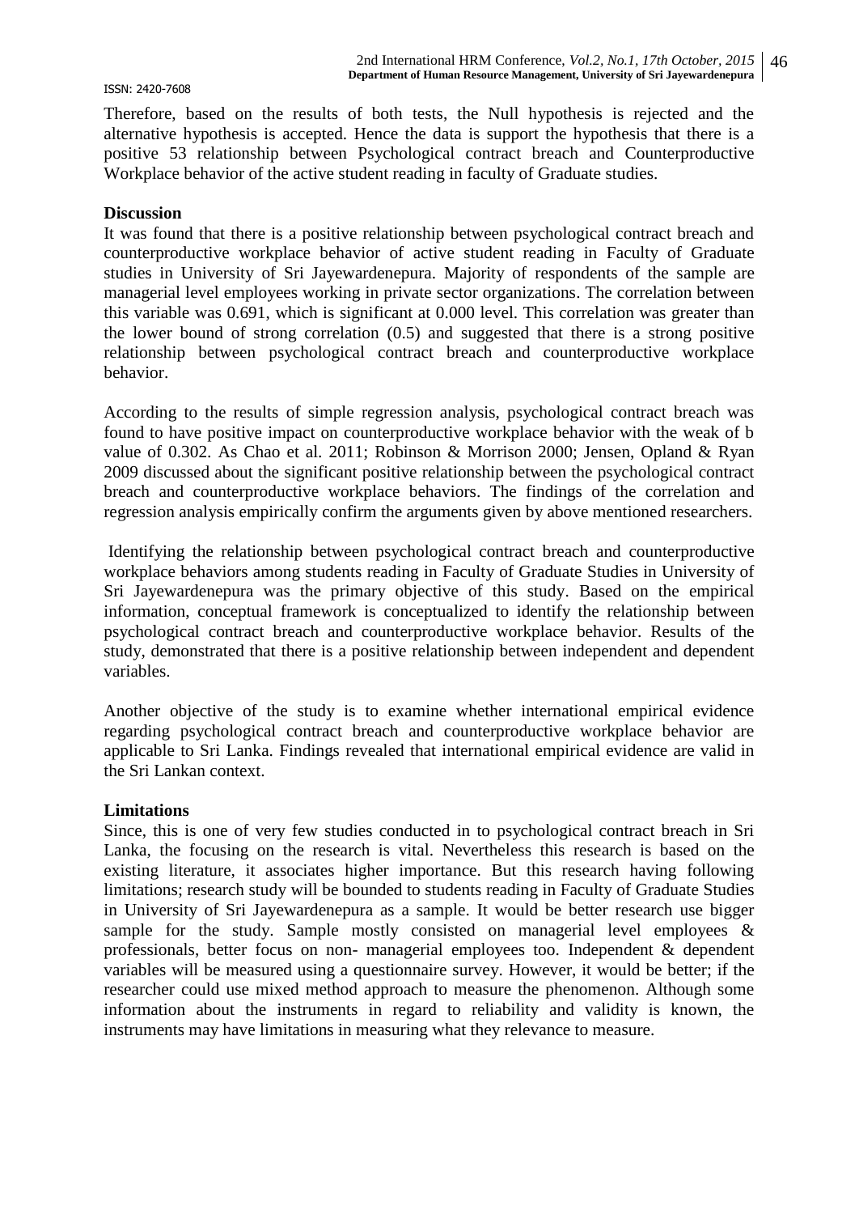Therefore, based on the results of both tests, the Null hypothesis is rejected and the alternative hypothesis is accepted. Hence the data is support the hypothesis that there is a positive 53 relationship between Psychological contract breach and Counterproductive Workplace behavior of the active student reading in faculty of Graduate studies.

**Discussion**

It was found that there is a positive relationship between psychological contract breach and counterproductive workplace behavior of active student reading in Faculty of Graduate studies in University of Sri Jayewardenepura. Majority of respondents of the sample are managerial level employees working in private sector organizations. The correlation between this variable was 0.691, which is significant at 0.000 level. This correlation was greater than the lower bound of strong correlation (0.5) and suggested that there is a strong positive relationship between psychological contract breach and counterproductive workplace behavior.

According to the results of simple regression analysis, psychological contract breach was found to have positive impact on counterproductive workplace behavior with the weak of b value of 0.302. As Chao et al. 2011; Robinson & Morrison 2000; Jensen, Opland & Ryan 2009 discussed about the significant positive relationship between the psychological contract breach and counterproductive workplace behaviors. The findings of the correlation and regression analysis empirically confirm the arguments given by above mentioned researchers.

Identifying the relationship between psychological contract breach and counterproductive workplace behaviors among students reading in Faculty of Graduate Studies in University of Sri Jayewardenepura was the primary objective of this study. Based on the empirical information, conceptual framework is conceptualized to identify the relationship between psychological contract breach and counterproductive workplace behavior. Results of the study, demonstrated that there is a positive relationship between independent and dependent variables.

Another objective of the study is to examine whether international empirical evidence regarding psychological contract breach and counterproductive workplace behavior are applicable to Sri Lanka. Findings revealed that international empirical evidence are valid in the Sri Lankan context.

**Limitations**

Since, this is one of very few studies conducted in to psychological contract breach in Sri Lanka, the focusing on the research is vital. Nevertheless this research is based on the existing literature, it associates higher importance. But this research having following limitations; research study will be bounded to students reading in Faculty of Graduate Studies in University of Sri Jayewardenepura as a sample. It would be better research use bigger sample for the study. Sample mostly consisted on managerial level employees & professionals, better focus on non- managerial employees too. Independent & dependent variables will be measured using a questionnaire survey. However, it would be better; if the researcher could use mixed method approach to measure the phenomenon. Although some information about the instruments in regard to reliability and validity is known, the instruments may have limitations in measuring what they relevance to measure.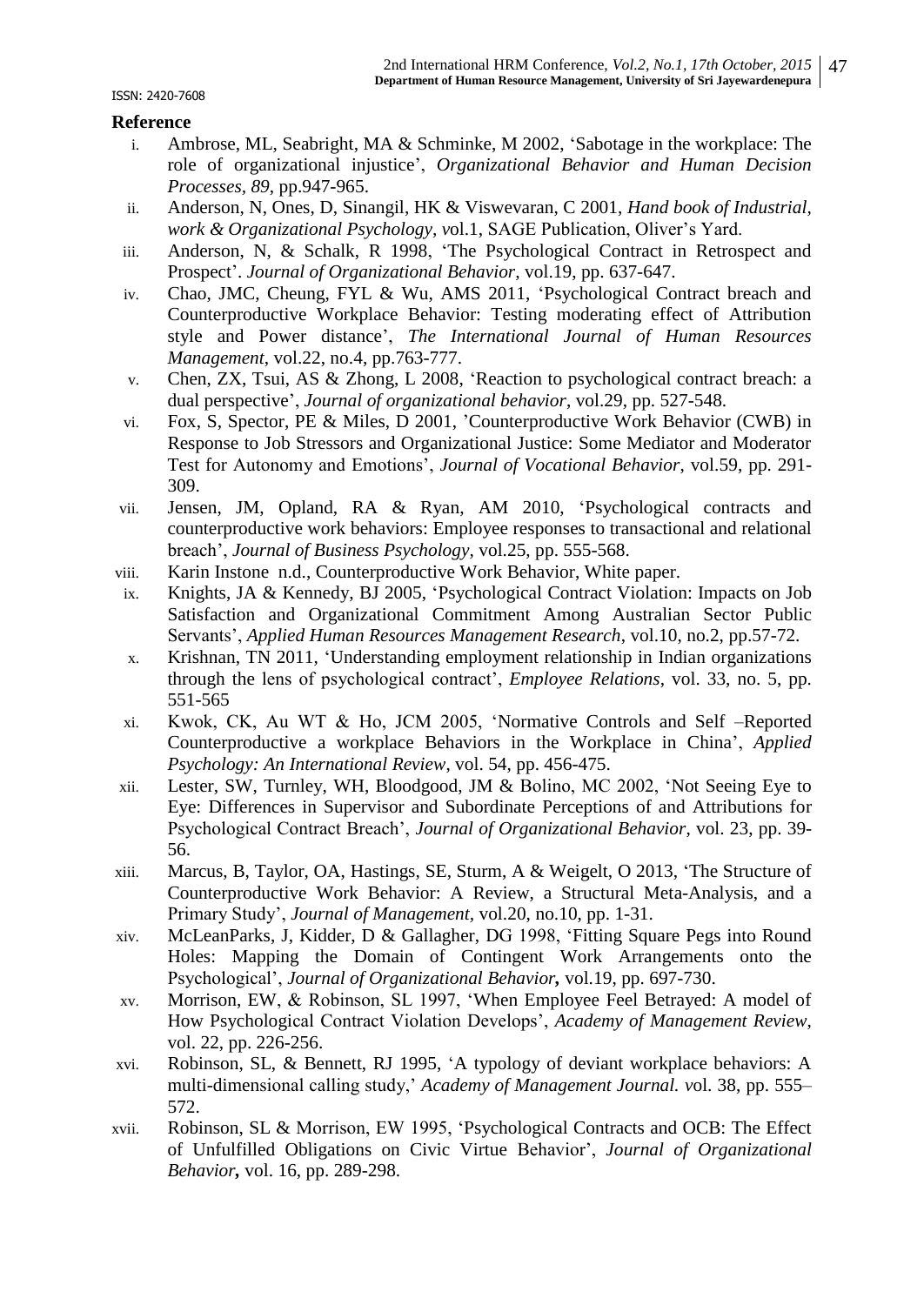## Reference

i. Ambrose, ML, Seabright, MA & Schminke, M 2002, 'Sabotage in the workplace: The role of organizational injustice', *Organizational Behavior and Human Decision Processes*, *89*, pp.947-965.

ii. Anderson, N, Ones, D, Sinangil, HK & Viswevaran, C 2001, *Hand book of Industrial, work & Organizational Psychology*, *v*ol.1, SAGE Publication, Oliver's Yard.

iii. Anderson, N, & Schalk, R 1998, 'The Psychological Contract in Retrospect and Prospect'. *Journal of Organizational Behavior*, vol.19, pp. 637-647.

iv. Chao, JMC, Cheung, FYL & Wu, AMS 2011, 'Psychological Contract breach and Counterproductive Workplace Behavior: Testing moderating effect of Attribution style and Power distance', *The International Journal of Human Resources Management*, vol.22, no.4, pp.763-777.

v. Chen, ZX, Tsui, AS & Zhong, L 2008, 'Reaction to psychological contract breach: a dual perspective', *Journal of organizational behavior*, vol.29, pp. 527-548.

vi. Fox, S, Spector, PE & Miles, D 2001, 'Counterproductive Work Behavior (CWB) in Response to Job Stressors and Organizational Justice: Some Mediator and Moderator Test for Autonomy and Emotions', *Journal of Vocational Behavior*, vol.59, pp. 291-309.

vii. Jensen, JM, Opland, RA & Ryan, AM 2010, 'Psychological contracts and counterproductive work behaviors: Employee responses to transactional and relational breach', *Journal of Business Psychology*, vol.25, pp. 555-568.

viii. Karin Instone n.d., Counterproductive Work Behavior, White paper.

ix. Knights, JA & Kennedy, BJ 2005, 'Psychological Contract Violation: Impacts on Job Satisfaction and Organizational Commitment Among Australian Sector Public Servants', *Applied Human Resources Management Research*, vol.10, no.2, pp.57-72.

x. Krishnan, TN 2011, 'Understanding employment relationship in Indian organizations through the lens of psychological contract', *Employee Relations*, vol. 33, no. 5, pp. 551-565

xi. Kwok, CK, Au WT & Ho, JCM 2005, 'Normative Controls and Self –Reported Counterproductive a workplace Behaviors in the Workplace in China', *Applied Psychology: An International Review*, vol. 54, pp. 456-475.

xii. Lester, SW, Turnley, WH, Bloodgood, JM & Bolino, MC 2002, 'Not Seeing Eye to Eye: Differences in Supervisor and Subordinate Perceptions of and Attributions for Psychological Contract Breach', *Journal of Organizational Behavior*, vol. 23, pp. 39-56.

xiii. Marcus, B, Taylor, OA, Hastings, SE, Sturm, A & Weigelt, O 2013, 'The Structure of Counterproductive Work Behavior: A Review, a Structural Meta-Analysis, and a Primary Study', *Journal of Management*, vol.20, no.10, pp. 1-31.

xiv. McLeanParks, J, Kidder, D & Gallagher, DG 1998, 'Fitting Square Pegs into Round Holes: Mapping the Domain of Contingent Work Arrangements onto the Psychological', *Journal of Organizational Behavior***,** vol.19, pp. 697-730.

xv. Morrison, EW, & Robinson, SL 1997, 'When Employee Feel Betrayed: A model of How Psychological Contract Violation Develops', *Academy of Management Review*, vol. 22, pp. 226-256.

xvi. Robinson, SL, & Bennett, RJ 1995, 'A typology of deviant workplace behaviors: A multi-dimensional calling study,' *Academy of Management Journal. v*ol. 38, pp. 555–572.

xvii. Robinson, SL & Morrison, EW 1995, 'Psychological Contracts and OCB: The Effect of Unfulfilled Obligations on Civic Virtue Behavior', *Journal of Organizational Behavior***,** vol. 16, pp. 289-298.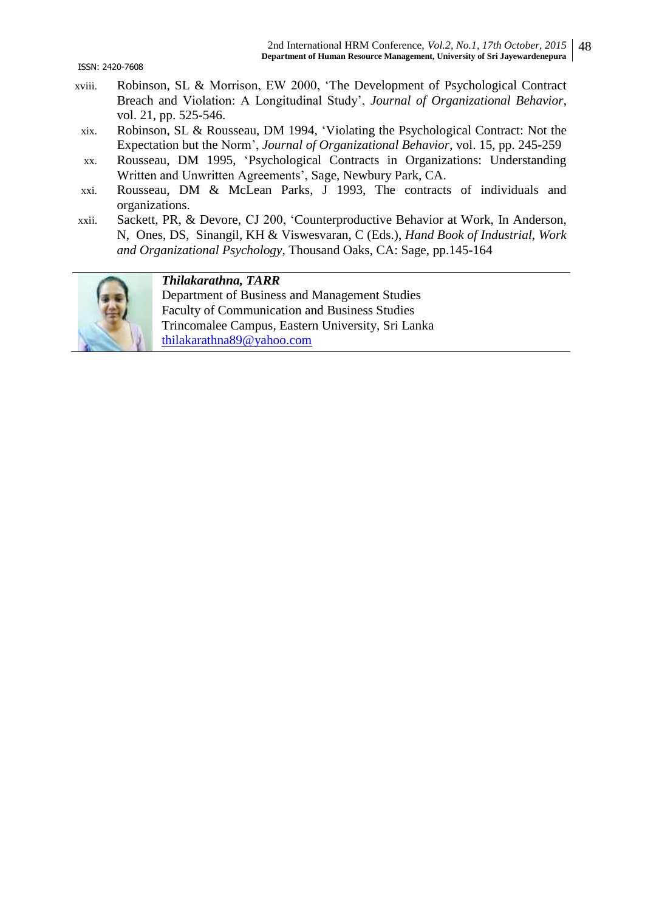xviii. Robinson, SL & Morrison, EW 2000, 'The Development of Psychological Contract Breach and Violation: A Longitudinal Study', *Journal of Organizational Behavior*, vol. 21, pp. 525-546.

xix. Robinson, SL & Rousseau, DM 1994, 'Violating the Psychological Contract: Not the Expectation but the Norm', *Journal of Organizational Behavior*, vol. 15, pp. 245-259

xx. Rousseau, DM 1995, 'Psychological Contracts in Organizations: Understanding Written and Unwritten Agreements', Sage, Newbury Park, CA.

xxi. Rousseau, DM & McLean Parks, J 1993, The contracts of individuals and organizations.

xxii. Sackett, PR, & Devore, CJ 200, 'Counterproductive Behavior at Work, In Anderson, N, Ones, DS, Sinangil, KH & Viswesvaran, C (Eds.), *Hand Book of Industrial*, *Work and Organizational Psychology*, Thousand Oaks, CA: Sage, pp.145-164

***Thilakarathna, TARR***
Department of Business and Management Studies
Faculty of Communication and Business Studies
Trincomalee Campus, Eastern University, Sri Lanka
thilakarathna89@yahoo.com